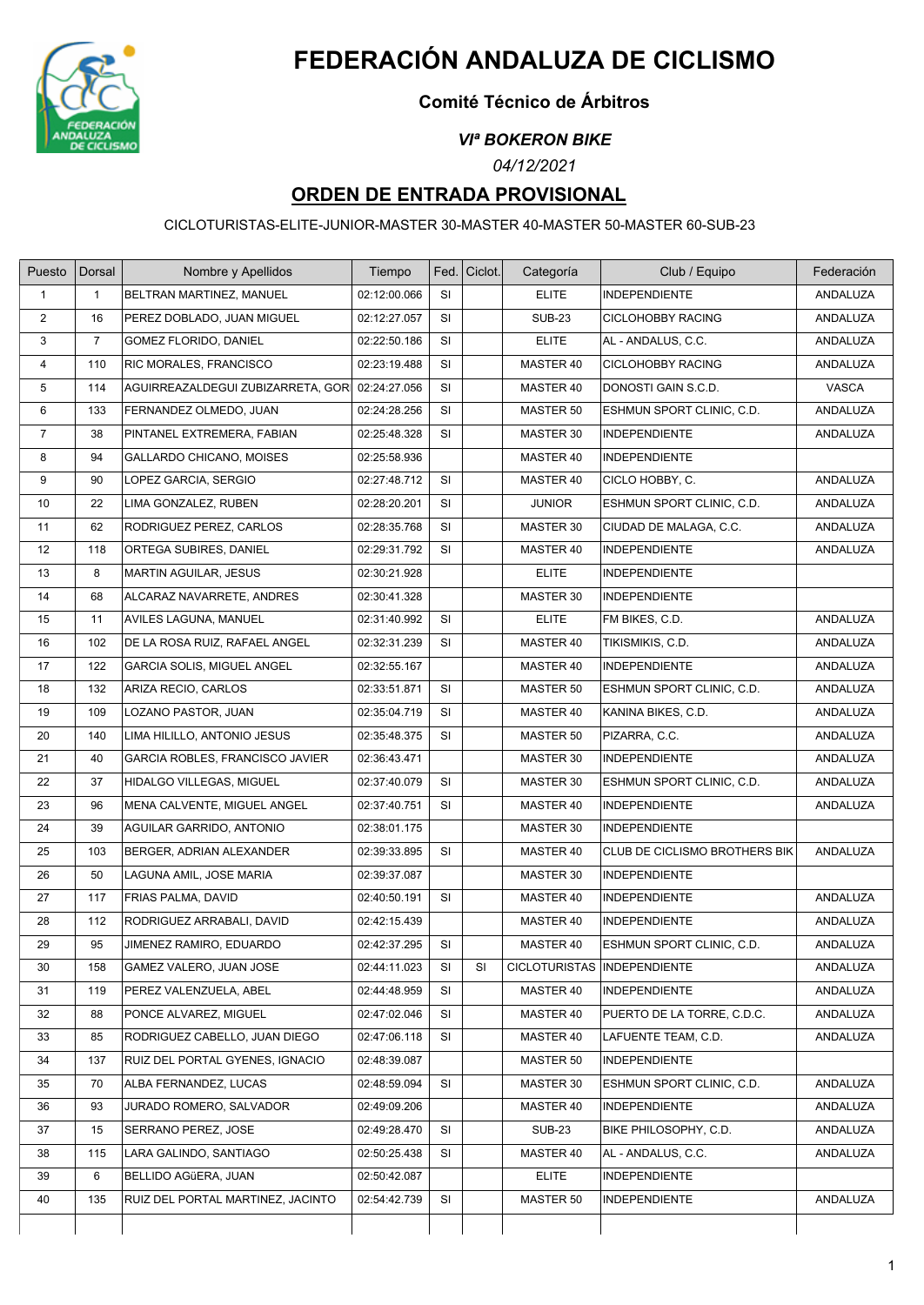# FEDERACIÓN ANDALUZA DE CICLISMO

### Comité Técnico de Árbitros

### *VIª BOKERON BIKE*

*04/12/2021*

## ORDEN DE ENTRADA PROVISIONAL

CICLOTURISTAS-ELITE-JUNIOR-MASTER 30-MASTER 40-MASTER 50-MASTER 60-SUB-23

| Puesto | Dorsal | Nombre y Apellidos | Tiempo | Fed. | Ciclot. | Categoría | Club / Equipo | Federación |
|---|---|---|---|---|---|---|---|---|
| 1 | 1 | BELTRAN MARTINEZ, MANUEL | 02:12:00.066 | SI | | ELITE | INDEPENDIENTE | ANDALUZA |
| 2 | 16 | PEREZ DOBLADO, JUAN MIGUEL | 02:12:27.057 | SI | | SUB-23 | CICLOHOBBY RACING | ANDALUZA |
| 3 | 7 | GOMEZ FLORIDO, DANIEL | 02:22:50.186 | SI | | ELITE | AL - ANDALUS, C.C. | ANDALUZA |
| 4 | 110 | RIC MORALES, FRANCISCO | 02:23:19.488 | SI | | MASTER 40 | CICLOHOBBY RACING | ANDALUZA |
| 5 | 114 | AGUIRREAZALDEGUI ZUBIZARRETA, GOR | 02:24:27.056 | SI | | MASTER 40 | DONOSTI GAIN S.C.D. | VASCA |
| 6 | 133 | FERNANDEZ OLMEDO, JUAN | 02:24:28.256 | SI | | MASTER 50 | ESHMUN SPORT CLINIC, C.D. | ANDALUZA |
| 7 | 38 | PINTANEL EXTREMERA, FABIAN | 02:25:48.328 | SI | | MASTER 30 | INDEPENDIENTE | ANDALUZA |
| 8 | 94 | GALLARDO CHICANO, MOISES | 02:25:58.936 | | | MASTER 40 | INDEPENDIENTE | |
| 9 | 90 | LOPEZ GARCIA, SERGIO | 02:27:48.712 | SI | | MASTER 40 | CICLO HOBBY, C. | ANDALUZA |
| 10 | 22 | LIMA GONZALEZ, RUBEN | 02:28:20.201 | SI | | JUNIOR | ESHMUN SPORT CLINIC, C.D. | ANDALUZA |
| 11 | 62 | RODRIGUEZ PEREZ, CARLOS | 02:28:35.768 | SI | | MASTER 30 | CIUDAD DE MALAGA, C.C. | ANDALUZA |
| 12 | 118 | ORTEGA SUBIRES, DANIEL | 02:29:31.792 | SI | | MASTER 40 | INDEPENDIENTE | ANDALUZA |
| 13 | 8 | MARTIN AGUILAR, JESUS | 02:30:21.928 | | | ELITE | INDEPENDIENTE | |
| 14 | 68 | ALCARAZ NAVARRETE, ANDRES | 02:30:41.328 | | | MASTER 30 | INDEPENDIENTE | |
| 15 | 11 | AVILES LAGUNA, MANUEL | 02:31:40.992 | SI | | ELITE | FM BIKES, C.D. | ANDALUZA |
| 16 | 102 | DE LA ROSA RUIZ, RAFAEL ANGEL | 02:32:31.239 | SI | | MASTER 40 | TIKISMIKIS, C.D. | ANDALUZA |
| 17 | 122 | GARCIA SOLIS, MIGUEL ANGEL | 02:32:55.167 | | | MASTER 40 | INDEPENDIENTE | ANDALUZA |
| 18 | 132 | ARIZA RECIO, CARLOS | 02:33:51.871 | SI | | MASTER 50 | ESHMUN SPORT CLINIC, C.D. | ANDALUZA |
| 19 | 109 | LOZANO PASTOR, JUAN | 02:35:04.719 | SI | | MASTER 40 | KANINA BIKES, C.D. | ANDALUZA |
| 20 | 140 | LIMA HILILLO, ANTONIO JESUS | 02:35:48.375 | SI | | MASTER 50 | PIZARRA, C.C. | ANDALUZA |
| 21 | 40 | GARCIA ROBLES, FRANCISCO JAVIER | 02:36:43.471 | | | MASTER 30 | INDEPENDIENTE | ANDALUZA |
| 22 | 37 | HIDALGO VILLEGAS, MIGUEL | 02:37:40.079 | SI | | MASTER 30 | ESHMUN SPORT CLINIC, C.D. | ANDALUZA |
| 23 | 96 | MENA CALVENTE, MIGUEL ANGEL | 02:37:40.751 | SI | | MASTER 40 | INDEPENDIENTE | ANDALUZA |
| 24 | 39 | AGUILAR GARRIDO, ANTONIO | 02:38:01.175 | | | MASTER 30 | INDEPENDIENTE | |
| 25 | 103 | BERGER, ADRIAN ALEXANDER | 02:39:33.895 | SI | | MASTER 40 | CLUB DE CICLISMO BROTHERS BIK | ANDALUZA |
| 26 | 50 | LAGUNA AMIL, JOSE MARIA | 02:39:37.087 | | | MASTER 30 | INDEPENDIENTE | |
| 27 | 117 | FRIAS PALMA, DAVID | 02:40:50.191 | SI | | MASTER 40 | INDEPENDIENTE | ANDALUZA |
| 28 | 112 | RODRIGUEZ ARRABALI, DAVID | 02:42:15.439 | | | MASTER 40 | INDEPENDIENTE | ANDALUZA |
| 29 | 95 | JIMENEZ RAMIRO, EDUARDO | 02:42:37.295 | SI | | MASTER 40 | ESHMUN SPORT CLINIC, C.D. | ANDALUZA |
| 30 | 158 | GAMEZ VALERO, JUAN JOSE | 02:44:11.023 | SI | SI | CICLOTURISTAS | INDEPENDIENTE | ANDALUZA |
| 31 | 119 | PEREZ VALENZUELA, ABEL | 02:44:48.959 | SI | | MASTER 40 | INDEPENDIENTE | ANDALUZA |
| 32 | 88 | PONCE ALVAREZ, MIGUEL | 02:47:02.046 | SI | | MASTER 40 | PUERTO DE LA TORRE, C.D.C. | ANDALUZA |
| 33 | 85 | RODRIGUEZ CABELLO, JUAN DIEGO | 02:47:06.118 | SI | | MASTER 40 | LAFUENTE TEAM, C.D. | ANDALUZA |
| 34 | 137 | RUIZ DEL PORTAL GYENES, IGNACIO | 02:48:39.087 | | | MASTER 50 | INDEPENDIENTE | |
| 35 | 70 | ALBA FERNANDEZ, LUCAS | 02:48:59.094 | SI | | MASTER 30 | ESHMUN SPORT CLINIC, C.D. | ANDALUZA |
| 36 | 93 | JURADO ROMERO, SALVADOR | 02:49:09.206 | | | MASTER 40 | INDEPENDIENTE | ANDALUZA |
| 37 | 15 | SERRANO PEREZ, JOSE | 02:49:28.470 | SI | | SUB-23 | BIKE PHILOSOPHY, C.D. | ANDALUZA |
| 38 | 115 | LARA GALINDO, SANTIAGO | 02:50:25.438 | SI | | MASTER 40 | AL - ANDALUS, C.C. | ANDALUZA |
| 39 | 6 | BELLIDO AGüERA, JUAN | 02:50:42.087 | | | ELITE | INDEPENDIENTE | |
| 40 | 135 | RUIZ DEL PORTAL MARTINEZ, JACINTO | 02:54:42.739 | SI | | MASTER 50 | INDEPENDIENTE | ANDALUZA |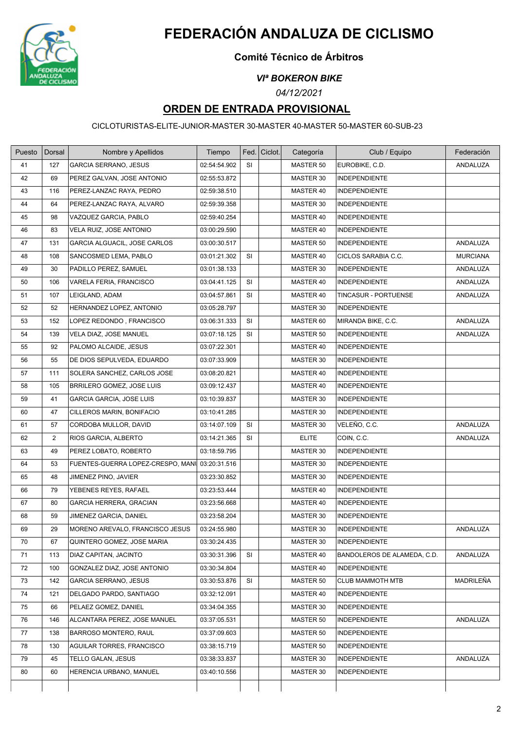# FEDERACIÓN ANDALUZA DE CICLISMO

### Comité Técnico de Árbitros

#### *VIª BOKERON BIKE*

*04/12/2021*

## ORDEN DE ENTRADA PROVISIONAL

CICLOTURISTAS-ELITE-JUNIOR-MASTER 30-MASTER 40-MASTER 50-MASTER 60-SUB-23

| Puesto | Dorsal | Nombre y Apellidos | Tiempo | Fed. | Ciclot. | Categoría | Club / Equipo | Federación |
|---|---|---|---|---|---|---|---|---|
| 41 | 127 | GARCIA SERRANO, JESUS | 02:54:54.902 | SI | | MASTER 50 | EUROBIKE, C.D. | ANDALUZA |
| 42 | 69 | PEREZ GALVAN, JOSE ANTONIO | 02:55:53.872 | | | MASTER 30 | INDEPENDIENTE | |
| 43 | 116 | PEREZ-LANZAC RAYA, PEDRO | 02:59:38.510 | | | MASTER 40 | INDEPENDIENTE | |
| 44 | 64 | PEREZ-LANZAC RAYA, ALVARO | 02:59:39.358 | | | MASTER 30 | INDEPENDIENTE | |
| 45 | 98 | VAZQUEZ GARCIA, PABLO | 02:59:40.254 | | | MASTER 40 | INDEPENDIENTE | |
| 46 | 83 | VELA RUIZ, JOSE ANTONIO | 03:00:29.590 | | | MASTER 40 | INDEPENDIENTE | |
| 47 | 131 | GARCIA ALGUACIL, JOSE CARLOS | 03:00:30.517 | | | MASTER 50 | INDEPENDIENTE | ANDALUZA |
| 48 | 108 | SANCOSMED LEMA, PABLO | 03:01:21.302 | SI | | MASTER 40 | CICLOS SARABIA C.C. | MURCIANA |
| 49 | 30 | PADILLO PEREZ, SAMUEL | 03:01:38.133 | | | MASTER 30 | INDEPENDIENTE | ANDALUZA |
| 50 | 106 | VARELA FERIA, FRANCISCO | 03:04:41.125 | SI | | MASTER 40 | INDEPENDIENTE | ANDALUZA |
| 51 | 107 | LEIGLAND, ADAM | 03:04:57.861 | SI | | MASTER 40 | TINCASUR - PORTUENSE | ANDALUZA |
| 52 | 52 | HERNANDEZ LOPEZ, ANTONIO | 03:05:28.797 | | | MASTER 30 | INDEPENDIENTE | |
| 53 | 152 | LOPEZ REDONDO , FRANCISCO | 03:06:31.333 | SI | | MASTER 60 | MIRANDA BIKE, C.C. | ANDALUZA |
| 54 | 139 | VELA DIAZ, JOSE MANUEL | 03:07:18.125 | SI | | MASTER 50 | INDEPENDIENTE | ANDALUZA |
| 55 | 92 | PALOMO ALCAIDE, JESUS | 03:07:22.301 | | | MASTER 40 | INDEPENDIENTE | |
| 56 | 55 | DE DIOS SEPULVEDA, EDUARDO | 03:07:33.909 | | | MASTER 30 | INDEPENDIENTE | |
| 57 | 111 | SOLERA SANCHEZ, CARLOS JOSE | 03:08:20.821 | | | MASTER 40 | INDEPENDIENTE | |
| 58 | 105 | BRRILERO GOMEZ, JOSE LUIS | 03:09:12.437 | | | MASTER 40 | INDEPENDIENTE | |
| 59 | 41 | GARCIA GARCIA, JOSE LUIS | 03:10:39.837 | | | MASTER 30 | INDEPENDIENTE | |
| 60 | 47 | CILLEROS MARIN, BONIFACIO | 03:10:41.285 | | | MASTER 30 | INDEPENDIENTE | |
| 61 | 57 | CORDOBA MULLOR, DAVID | 03:14:07.109 | SI | | MASTER 30 | VELEÑO, C.C. | ANDALUZA |
| 62 | 2 | RIOS GARCIA, ALBERTO | 03:14:21.365 | SI | | ELITE | COIN, C.C. | ANDALUZA |
| 63 | 49 | PEREZ LOBATO, ROBERTO | 03:18:59.795 | | | MASTER 30 | INDEPENDIENTE | |
| 64 | 53 | FUENTES-GUERRA LOPEZ-CRESPO, MANI | 03:20:31.516 | | | MASTER 30 | INDEPENDIENTE | |
| 65 | 48 | JIMENEZ PINO, JAVIER | 03:23:30.852 | | | MASTER 30 | INDEPENDIENTE | |
| 66 | 79 | YEBENES REYES, RAFAEL | 03:23:53.444 | | | MASTER 40 | INDEPENDIENTE | |
| 67 | 80 | GARCIA HERRERA, GRACIAN | 03:23:56.668 | | | MASTER 40 | INDEPENDIENTE | |
| 68 | 59 | JIMENEZ GARCIA, DANIEL | 03:23:58.204 | | | MASTER 30 | INDEPENDIENTE | |
| 69 | 29 | MORENO AREVALO, FRANCISCO JESUS | 03:24:55.980 | | | MASTER 30 | INDEPENDIENTE | ANDALUZA |
| 70 | 67 | QUINTERO GOMEZ, JOSE MARIA | 03:30:24.435 | | | MASTER 30 | INDEPENDIENTE | |
| 71 | 113 | DIAZ CAPITAN, JACINTO | 03:30:31.396 | SI | | MASTER 40 | BANDOLEROS DE ALAMEDA, C.D. | ANDALUZA |
| 72 | 100 | GONZALEZ DIAZ, JOSE ANTONIO | 03:30:34.804 | | | MASTER 40 | INDEPENDIENTE | |
| 73 | 142 | GARCIA SERRANO, JESUS | 03:30:53.876 | SI | | MASTER 50 | CLUB MAMMOTH MTB | MADRILEÑA |
| 74 | 121 | DELGADO PARDO, SANTIAGO | 03:32:12.091 | | | MASTER 40 | INDEPENDIENTE | |
| 75 | 66 | PELAEZ GOMEZ, DANIEL | 03:34:04.355 | | | MASTER 30 | INDEPENDIENTE | |
| 76 | 146 | ALCANTARA PEREZ, JOSE MANUEL | 03:37:05.531 | | | MASTER 50 | INDEPENDIENTE | ANDALUZA |
| 77 | 138 | BARROSO MONTERO, RAUL | 03:37:09.603 | | | MASTER 50 | INDEPENDIENTE | |
| 78 | 130 | AGUILAR TORRES, FRANCISCO | 03:38:15.719 | | | MASTER 50 | INDEPENDIENTE | |
| 79 | 45 | TELLO GALAN, JESUS | 03:38:33.837 | | | MASTER 30 | INDEPENDIENTE | ANDALUZA |
| 80 | 60 | HERENCIA URBANO, MANUEL | 03:40:10.556 | | | MASTER 30 | INDEPENDIENTE | |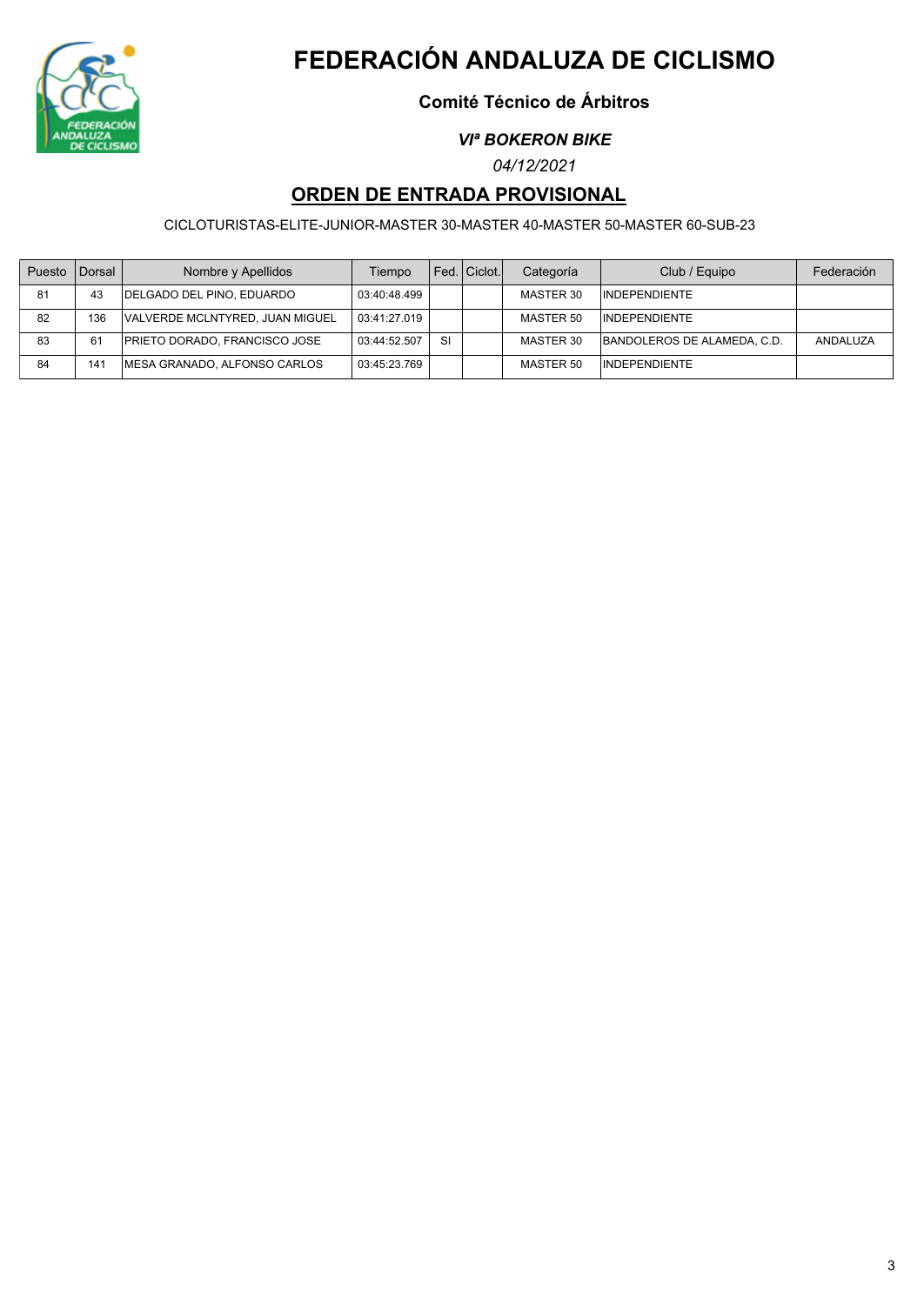# FEDERACIÓN ANDALUZA DE CICLISMO

**Comité Técnico de Árbitros**

***VIª BOKERON BIKE***

*04/12/2021*

## ORDEN DE ENTRADA PROVISIONAL

CICLOTURISTAS-ELITE-JUNIOR-MASTER 30-MASTER 40-MASTER 50-MASTER 60-SUB-23

| Puesto | Dorsal | Nombre y Apellidos | Tiempo | Fed. | Ciclot. | Categoría | Club / Equipo | Federación |
|---|---|---|---|---|---|---|---|---|
| 81 | 43 | DELGADO DEL PINO, EDUARDO | 03:40:48.499 | | | MASTER 30 | INDEPENDIENTE | |
| 82 | 136 | VALVERDE MCLNTYRED, JUAN MIGUEL | 03:41:27.019 | | | MASTER 50 | INDEPENDIENTE | |
| 83 | 61 | PRIETO DORADO, FRANCISCO JOSE | 03:44:52.507 | SI | | MASTER 30 | BANDOLEROS DE ALAMEDA, C.D. | ANDALUZA |
| 84 | 141 | MESA GRANADO, ALFONSO CARLOS | 03:45:23.769 | | | MASTER 50 | INDEPENDIENTE | |